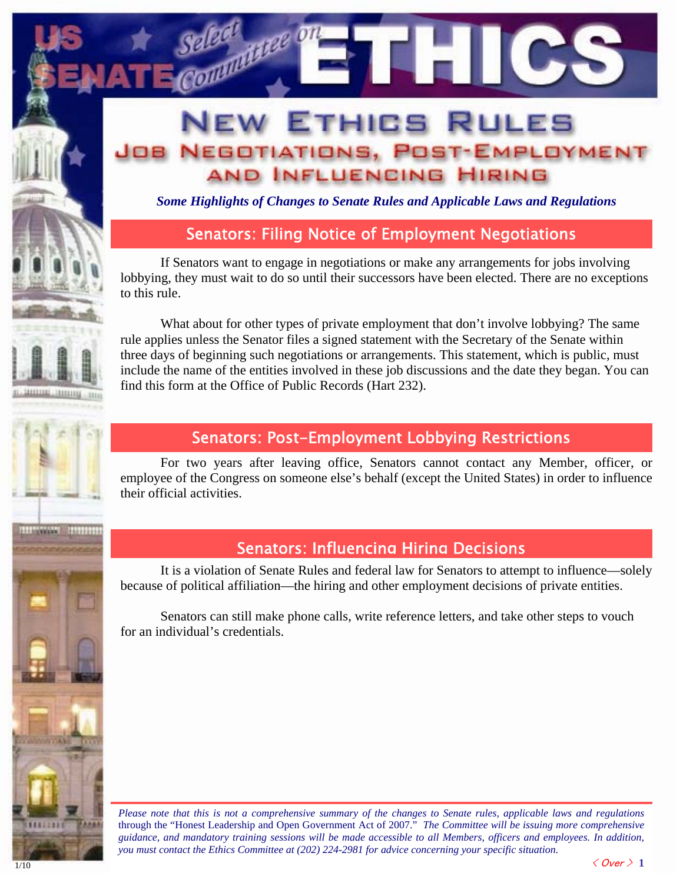# US SENATE Select Committee on ETHICS

## NEW ETHICS RULES

### JOB NEGOTIATIONS, POST-EMPLOYMENT AND INFLUENCING HIRING

***Some Highlights of Changes to Senate Rules and Applicable Laws and Regulations***

## Senators: Filing Notice of Employment Negotiations

If Senators want to engage in negotiations or make any arrangements for jobs involving lobbying, they must wait to do so until their successors have been elected. There are no exceptions to this rule.

What about for other types of private employment that don't involve lobbying? The same rule applies unless the Senator files a signed statement with the Secretary of the Senate within three days of beginning such negotiations or arrangements. This statement, which is public, must include the name of the entities involved in these job discussions and the date they began. You can find this form at the Office of Public Records (Hart 232).

## Senators: Post-Employment Lobbying Restrictions

For two years after leaving office, Senators cannot contact any Member, officer, or employee of the Congress on someone else's behalf (except the United States) in order to influence their official activities.

## Senators: Influencing Hiring Decisions

It is a violation of Senate Rules and federal law for Senators to attempt to influence—solely because of political affiliation—the hiring and other employment decisions of private entities.

Senators can still make phone calls, write reference letters, and take other steps to vouch for an individual's credentials.

*Please note that this is not a comprehensive summary of the changes to Senate rules, applicable laws and regulations through the* "Honest Leadership and Open Government Act of 2007." *The Committee will be issuing more comprehensive guidance, and mandatory training sessions will be made accessible to all Members, officers and employees. In addition, you must contact the Ethics Committee at (202) 224-2981 for advice concerning your specific situation.*

*< Over >*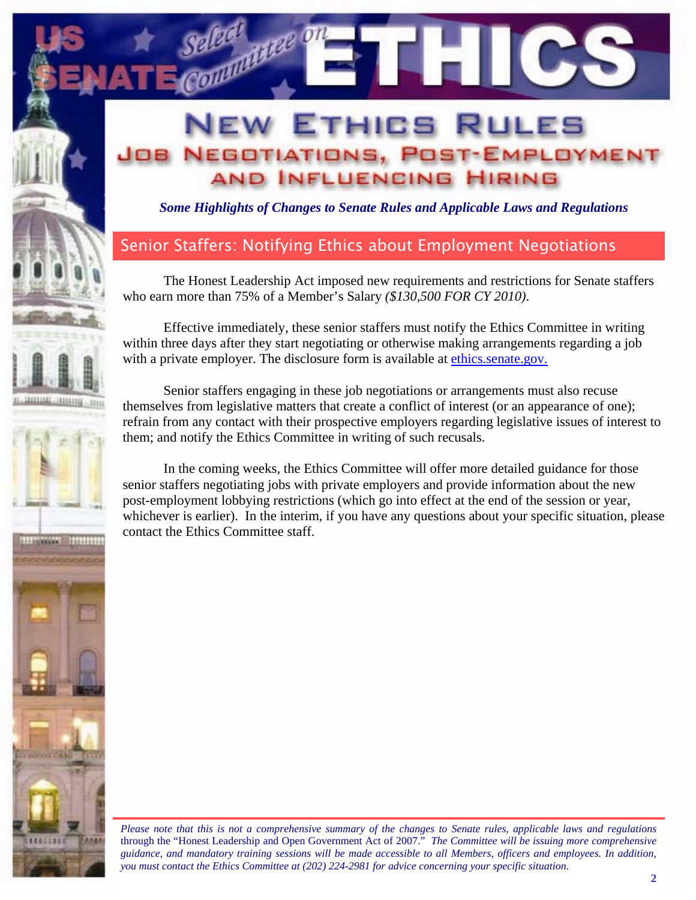# US SENATE Select Committee on ETHICS

## NEW ETHICS RULES

### JOB NEGOTIATIONS, POST-EMPLOYMENT AND INFLUENCING HIRING

***Some Highlights of Changes to Senate Rules and Applicable Laws and Regulations***

## Senior Staffers: Notifying Ethics about Employment Negotiations

The Honest Leadership Act imposed new requirements and restrictions for Senate staffers who earn more than 75% of a Member's Salary *($130,500 FOR CY 2010)*.

Effective immediately, these senior staffers must notify the Ethics Committee in writing within three days after they start negotiating or otherwise making arrangements regarding a job with a private employer. The disclosure form is available at ethics.senate.gov.

Senior staffers engaging in these job negotiations or arrangements must also recuse themselves from legislative matters that create a conflict of interest (or an appearance of one); refrain from any contact with their prospective employers regarding legislative issues of interest to them; and notify the Ethics Committee in writing of such recusals.

In the coming weeks, the Ethics Committee will offer more detailed guidance for those senior staffers negotiating jobs with private employers and provide information about the new post-employment lobbying restrictions (which go into effect at the end of the session or year, whichever is earlier). In the interim, if you have any questions about your specific situation, please contact the Ethics Committee staff.

*Please note that this is not a comprehensive summary of the changes to Senate rules, applicable laws and regulations* through the "Honest Leadership and Open Government Act of 2007." *The Committee will be issuing more comprehensive guidance, and mandatory training sessions will be made accessible to all Members, officers and employees. In addition, you must contact the Ethics Committee at (202) 224-2981 for advice concerning your specific situation.*